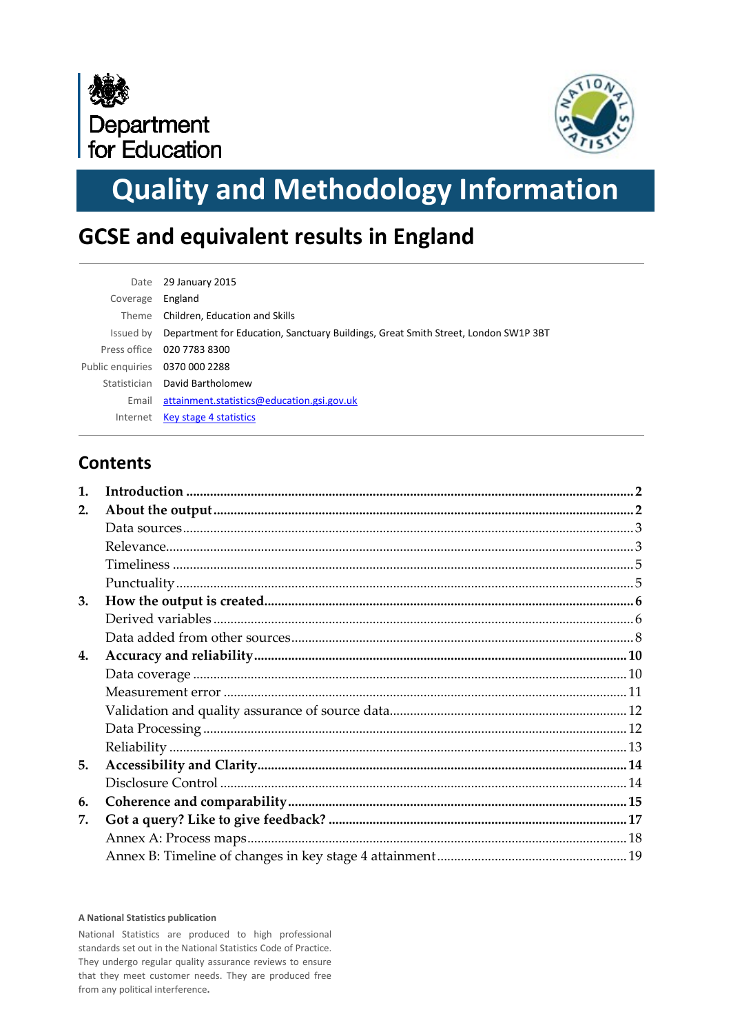Department for Education

# Quality and Methodology Information

## GCSE and equivalent results in England

| | |
|---|---|
| Date | 29 January 2015 |
| Coverage | England |
| Theme | Children, Education and Skills |
| Issued by | Department for Education, Sanctuary Buildings, Great Smith Street, London SW1P 3BT |
| Press office | 020 7783 8300 |
| Public enquiries | 0370 000 2288 |
| Statistician | David Bartholomew |
| Email | attainment.statistics@education.gsi.gov.uk |
| Internet | Key stage 4 statistics |

## Contents

**1. Introduction** .......... **2**
**2. About the output** .......... **2**
- Data sources .......... 3
- Relevance .......... 3
- Timeliness .......... 5
- Punctuality .......... 5

**3. How the output is created** .......... **6**
- Derived variables .......... 6
- Data added from other sources .......... 8

**4. Accuracy and reliability** .......... **10**
- Data coverage .......... 10
- Measurement error .......... 11
- Validation and quality assurance of source data .......... 12
- Data Processing .......... 12
- Reliability .......... 13

**5. Accessibility and Clarity** .......... **14**
- Disclosure Control .......... 14

**6. Coherence and comparability** .......... **15**
**7. Got a query? Like to give feedback?** .......... **17**
- Annex A: Process maps .......... 18
- Annex B: Timeline of changes in key stage 4 attainment .......... 19

**A National Statistics publication**

National Statistics are produced to high professional standards set out in the National Statistics Code of Practice. They undergo regular quality assurance reviews to ensure that they meet customer needs. They are produced free from any political interference.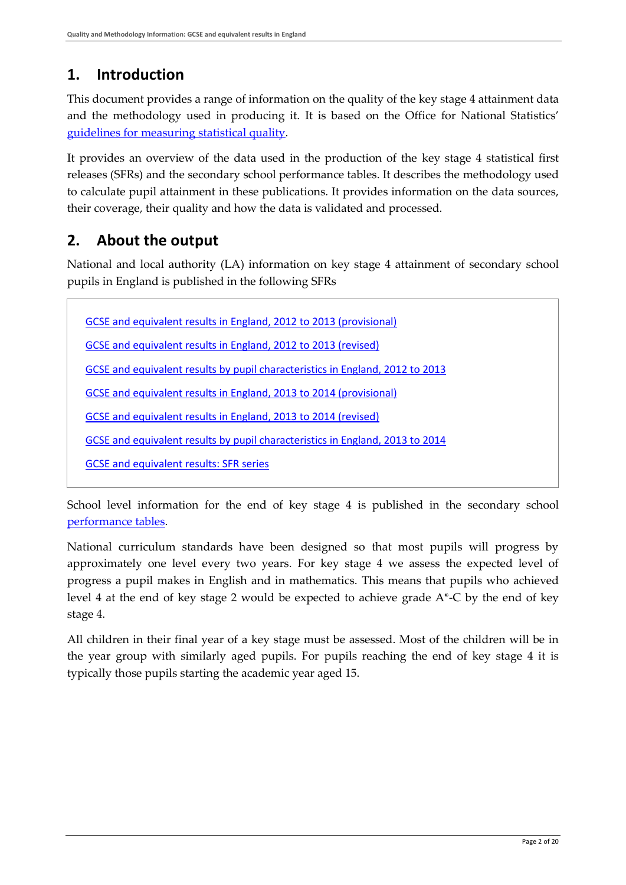## 1. Introduction

This document provides a range of information on the quality of the key stage 4 attainment data and the methodology used in producing it. It is based on the Office for National Statistics' guidelines for measuring statistical quality.

It provides an overview of the data used in the production of the key stage 4 statistical first releases (SFRs) and the secondary school performance tables. It describes the methodology used to calculate pupil attainment in these publications. It provides information on the data sources, their coverage, their quality and how the data is validated and processed.

## 2. About the output

National and local authority (LA) information on key stage 4 attainment of secondary school pupils in England is published in the following SFRs

- GCSE and equivalent results in England, 2012 to 2013 (provisional)
- GCSE and equivalent results in England, 2012 to 2013 (revised)
- GCSE and equivalent results by pupil characteristics in England, 2012 to 2013
- GCSE and equivalent results in England, 2013 to 2014 (provisional)
- GCSE and equivalent results in England, 2013 to 2014 (revised)
- GCSE and equivalent results by pupil characteristics in England, 2013 to 2014
- GCSE and equivalent results: SFR series

School level information for the end of key stage 4 is published in the secondary school performance tables.

National curriculum standards have been designed so that most pupils will progress by approximately one level every two years. For key stage 4 we assess the expected level of progress a pupil makes in English and in mathematics. This means that pupils who achieved level 4 at the end of key stage 2 would be expected to achieve grade A*-C by the end of key stage 4.

All children in their final year of a key stage must be assessed. Most of the children will be in the year group with similarly aged pupils. For pupils reaching the end of key stage 4 it is typically those pupils starting the academic year aged 15.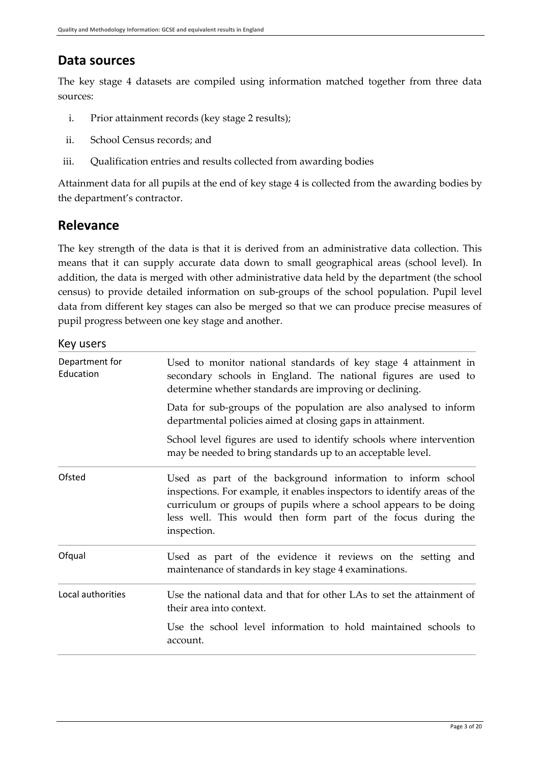## Data sources

The key stage 4 datasets are compiled using information matched together from three data sources:

i. Prior attainment records (key stage 2 results);
ii. School Census records; and
iii. Qualification entries and results collected from awarding bodies

Attainment data for all pupils at the end of key stage 4 is collected from the awarding bodies by the department's contractor.

## Relevance

The key strength of the data is that it is derived from an administrative data collection. This means that it can supply accurate data down to small geographical areas (school level). In addition, the data is merged with other administrative data held by the department (the school census) to provide detailed information on sub-groups of the school population. Pupil level data from different key stages can also be merged so that we can produce precise measures of pupil progress between one key stage and another.

### Key users

| | |
|---|---|
| Department for Education | Used to monitor national standards of key stage 4 attainment in secondary schools in England. The national figures are used to determine whether standards are improving or declining.<br><br>Data for sub-groups of the population are also analysed to inform departmental policies aimed at closing gaps in attainment.<br><br>School level figures are used to identify schools where intervention may be needed to bring standards up to an acceptable level. |
| Ofsted | Used as part of the background information to inform school inspections. For example, it enables inspectors to identify areas of the curriculum or groups of pupils where a school appears to be doing less well. This would then form part of the focus during the inspection. |
| Ofqual | Used as part of the evidence it reviews on the setting and maintenance of standards in key stage 4 examinations. |
| Local authorities | Use the national data and that for other LAs to set the attainment of their area into context.<br><br>Use the school level information to hold maintained schools to account. |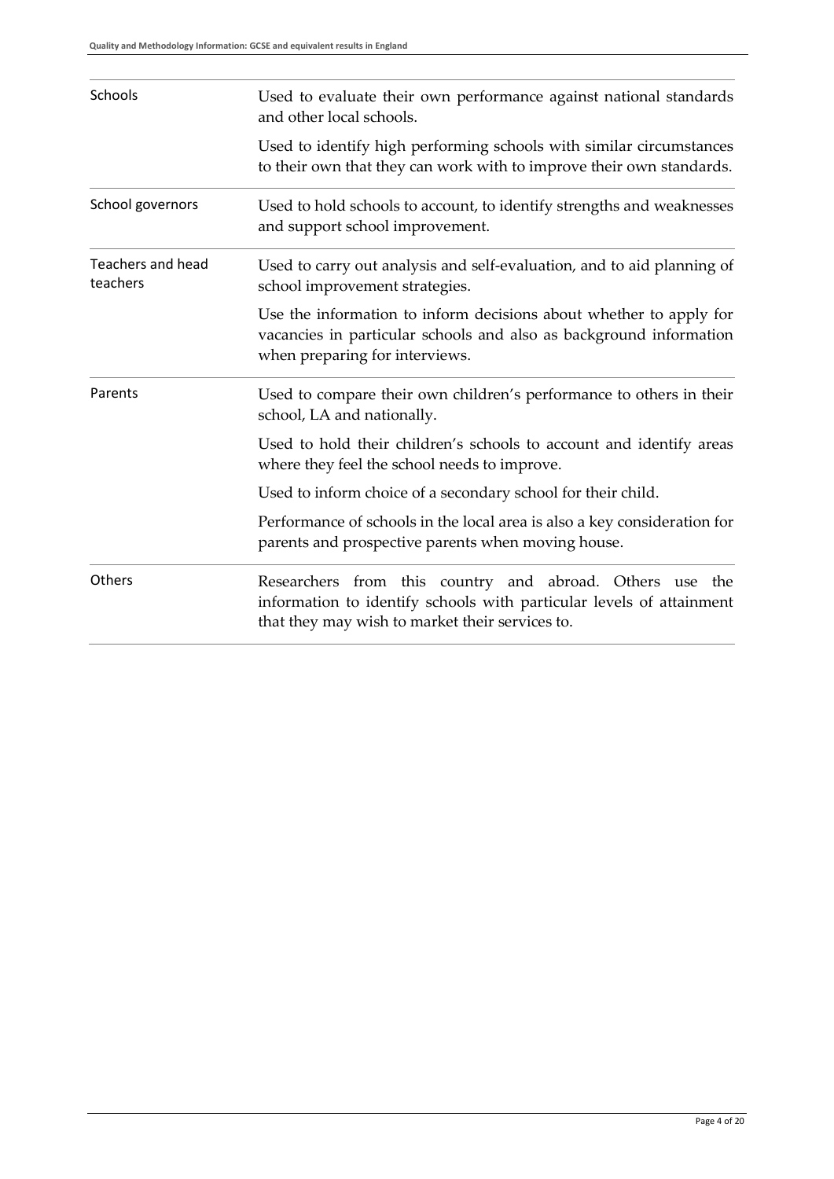| | |
|---|---|
| Schools | Used to evaluate their own performance against national standards and other local schools.<br><br>Used to identify high performing schools with similar circumstances to their own that they can work with to improve their own standards. |
| School governors | Used to hold schools to account, to identify strengths and weaknesses and support school improvement. |
| Teachers and head teachers | Used to carry out analysis and self-evaluation, and to aid planning of school improvement strategies.<br><br>Use the information to inform decisions about whether to apply for vacancies in particular schools and also as background information when preparing for interviews. |
| Parents | Used to compare their own children's performance to others in their school, LA and nationally.<br><br>Used to hold their children's schools to account and identify areas where they feel the school needs to improve.<br><br>Used to inform choice of a secondary school for their child.<br><br>Performance of schools in the local area is also a key consideration for parents and prospective parents when moving house. |
| Others | Researchers from this country and abroad. Others use the information to identify schools with particular levels of attainment that they may wish to market their services to. |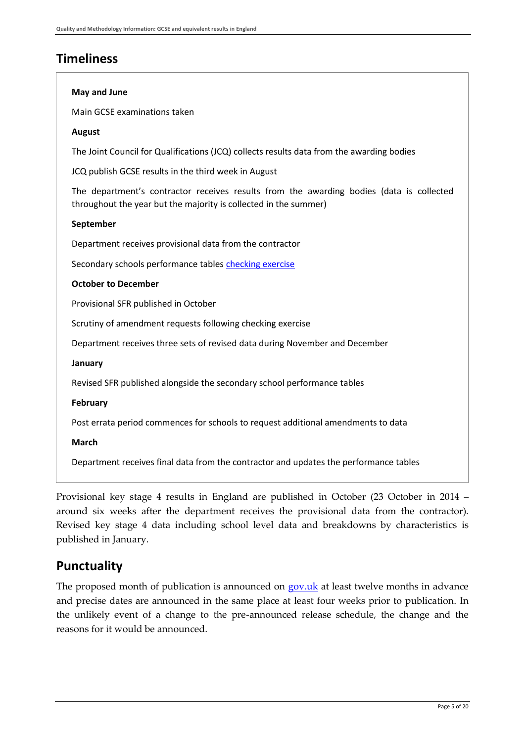## Timeliness

**May and June**

Main GCSE examinations taken

**August**

The Joint Council for Qualifications (JCQ) collects results data from the awarding bodies

JCQ publish GCSE results in the third week in August

The department's contractor receives results from the awarding bodies (data is collected throughout the year but the majority is collected in the summer)

**September**

Department receives provisional data from the contractor

Secondary schools performance tables checking exercise

**October to December**

Provisional SFR published in October

Scrutiny of amendment requests following checking exercise

Department receives three sets of revised data during November and December

**January**

Revised SFR published alongside the secondary school performance tables

**February**

Post errata period commences for schools to request additional amendments to data

**March**

Department receives final data from the contractor and updates the performance tables

Provisional key stage 4 results in England are published in October (23 October in 2014 – around six weeks after the department receives the provisional data from the contractor). Revised key stage 4 data including school level data and breakdowns by characteristics is published in January.

## Punctuality

The proposed month of publication is announced on gov.uk at least twelve months in advance and precise dates are announced in the same place at least four weeks prior to publication. In the unlikely event of a change to the pre-announced release schedule, the change and the reasons for it would be announced.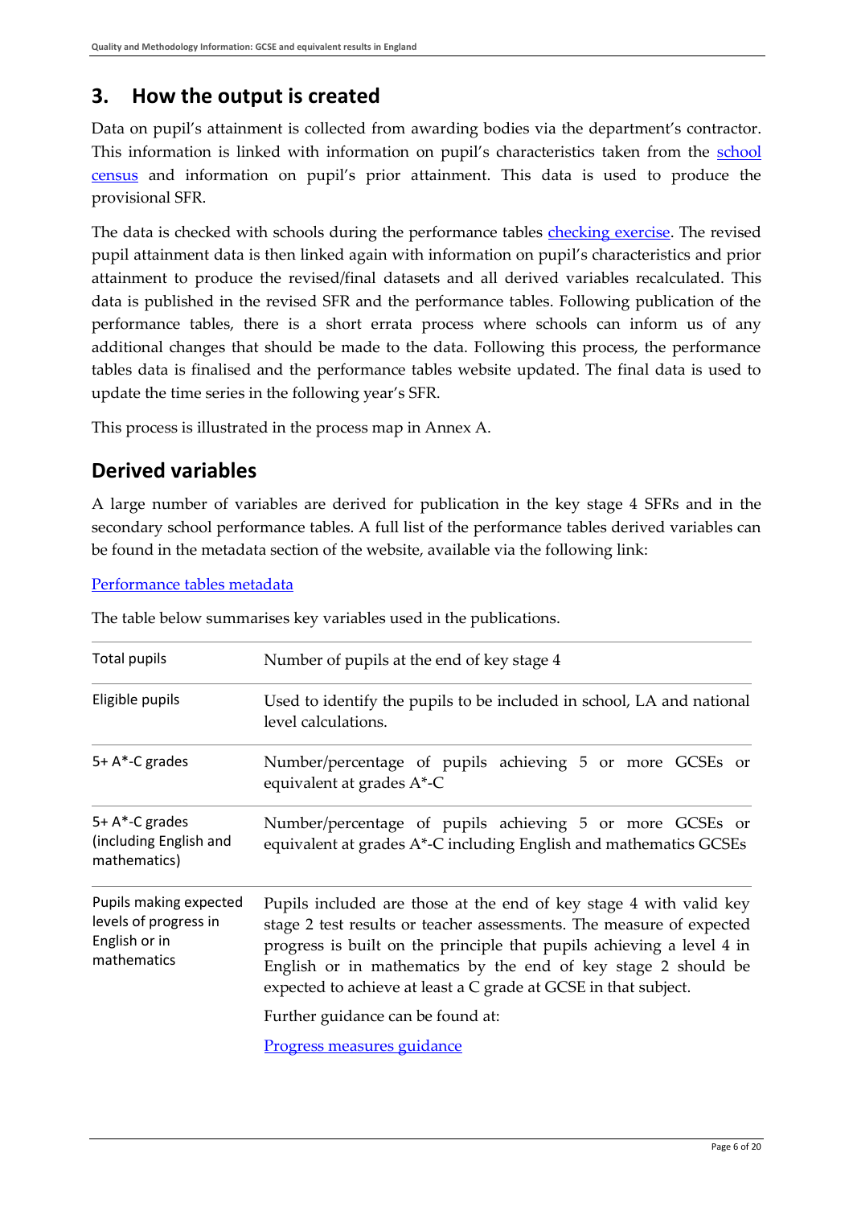## 3. How the output is created

Data on pupil's attainment is collected from awarding bodies via the department's contractor. This information is linked with information on pupil's characteristics taken from the school census and information on pupil's prior attainment. This data is used to produce the provisional SFR.

The data is checked with schools during the performance tables checking exercise. The revised pupil attainment data is then linked again with information on pupil's characteristics and prior attainment to produce the revised/final datasets and all derived variables recalculated. This data is published in the revised SFR and the performance tables. Following publication of the performance tables, there is a short errata process where schools can inform us of any additional changes that should be made to the data. Following this process, the performance tables data is finalised and the performance tables website updated. The final data is used to update the time series in the following year's SFR.

This process is illustrated in the process map in Annex A.

## Derived variables

A large number of variables are derived for publication in the key stage 4 SFRs and in the secondary school performance tables. A full list of the performance tables derived variables can be found in the metadata section of the website, available via the following link:

Performance tables metadata

The table below summarises key variables used in the publications.

| | |
|---|---|
| Total pupils | Number of pupils at the end of key stage 4 |
| Eligible pupils | Used to identify the pupils to be included in school, LA and national level calculations. |
| 5+ A*-C grades | Number/percentage of pupils achieving 5 or more GCSEs or equivalent at grades A*-C |
| 5+ A*-C grades (including English and mathematics) | Number/percentage of pupils achieving 5 or more GCSEs or equivalent at grades A*-C including English and mathematics GCSEs |
| Pupils making expected levels of progress in English or in mathematics | Pupils included are those at the end of key stage 4 with valid key stage 2 test results or teacher assessments. The measure of expected progress is built on the principle that pupils achieving a level 4 in English or in mathematics by the end of key stage 2 should be expected to achieve at least a C grade at GCSE in that subject.<br><br>Further guidance can be found at:<br><br>Progress measures guidance |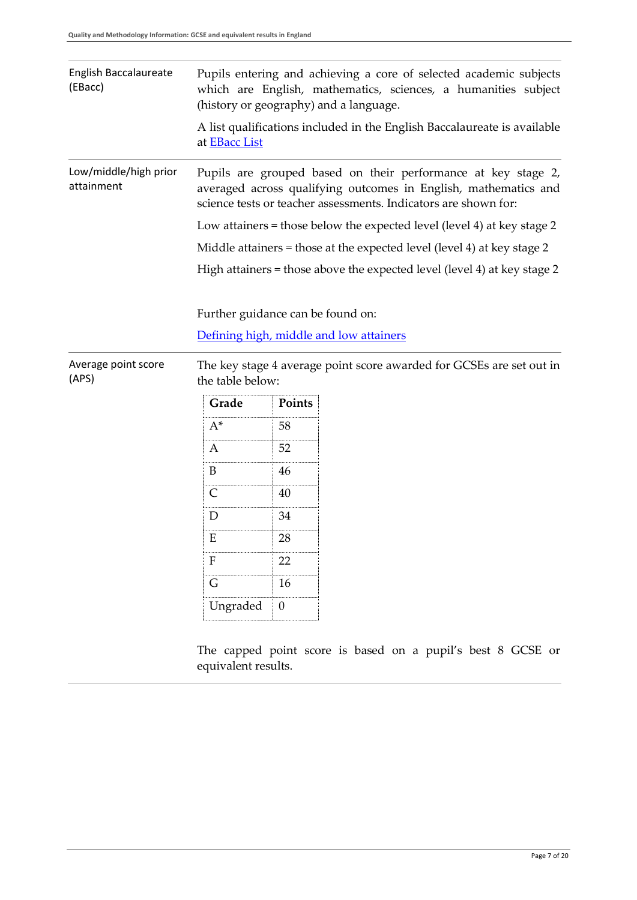| | |
|---|---|
| English Baccalaureate (EBacc) | Pupils entering and achieving a core of selected academic subjects which are English, mathematics, sciences, a humanities subject (history or geography) and a language.<br><br>A list qualifications included in the English Baccalaureate is available at [EBacc List]() |
| Low/middle/high prior attainment | Pupils are grouped based on their performance at key stage 2, averaged across qualifying outcomes in English, mathematics and science tests or teacher assessments. Indicators are shown for:<br><br>Low attainers = those below the expected level (level 4) at key stage 2<br><br>Middle attainers = those at the expected level (level 4) at key stage 2<br><br>High attainers = those above the expected level (level 4) at key stage 2<br><br>Further guidance can be found on:<br><br>[Defining high, middle and low attainers]() |
| Average point score (APS) | The key stage 4 average point score awarded for GCSEs are set out in the table below:<br><br>(see table below)<br><br>The capped point score is based on a pupil's best 8 GCSE or equivalent results. |

| Grade | Points |
|---|---|
| A* | 58 |
| A | 52 |
| B | 46 |
| C | 40 |
| D | 34 |
| E | 28 |
| F | 22 |
| G | 16 |
| Ungraded | 0 |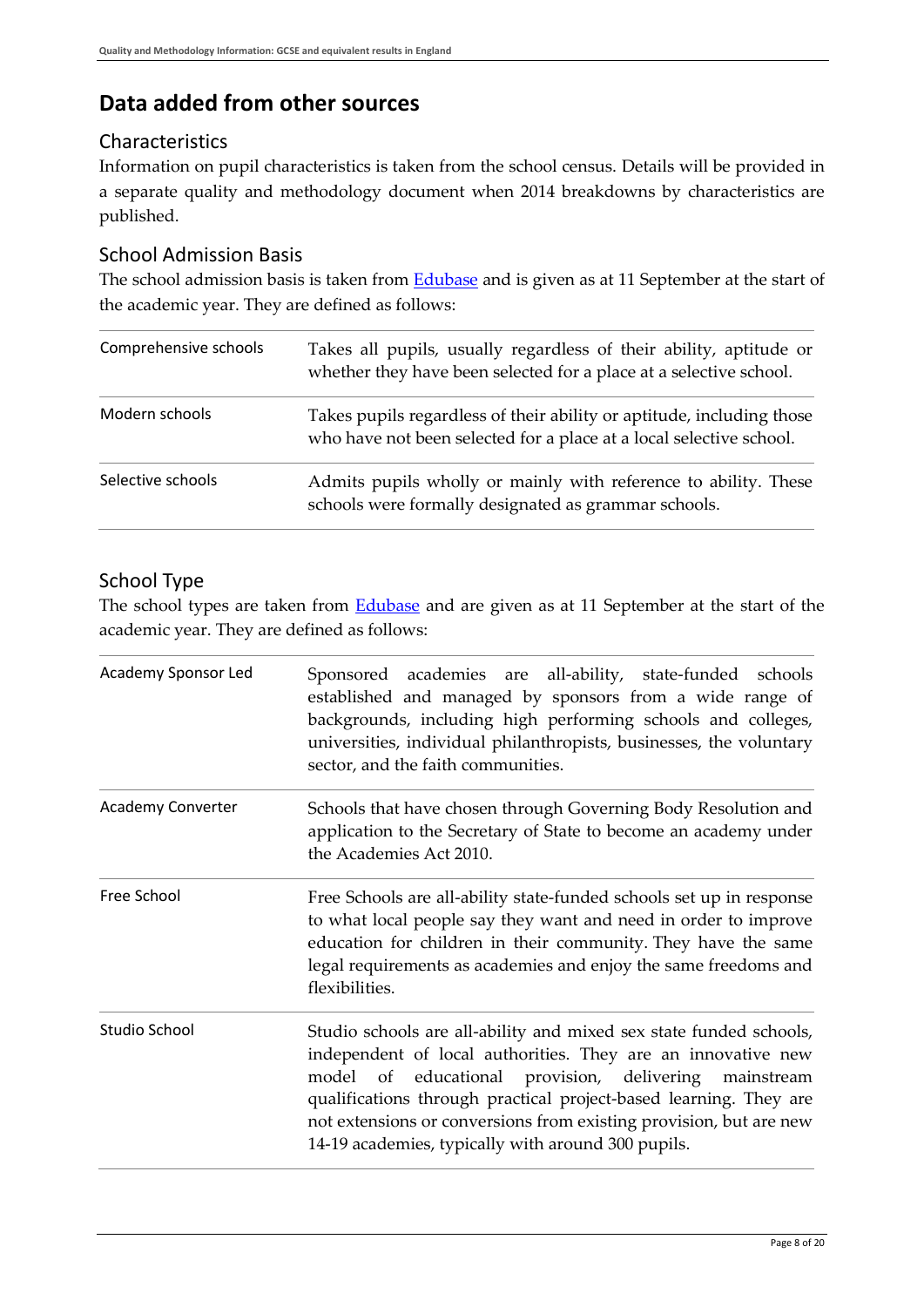# Data added from other sources

## Characteristics

Information on pupil characteristics is taken from the school census. Details will be provided in a separate quality and methodology document when 2014 breakdowns by characteristics are published.

## School Admission Basis

The school admission basis is taken from [Edubase]() and is given as at 11 September at the start of the academic year. They are defined as follows:

| | |
|---|---|
| Comprehensive schools | Takes all pupils, usually regardless of their ability, aptitude or whether they have been selected for a place at a selective school. |
| Modern schools | Takes pupils regardless of their ability or aptitude, including those who have not been selected for a place at a local selective school. |
| Selective schools | Admits pupils wholly or mainly with reference to ability. These schools were formally designated as grammar schools. |

## School Type

The school types are taken from [Edubase]() and are given as at 11 September at the start of the academic year. They are defined as follows:

| | |
|---|---|
| Academy Sponsor Led | Sponsored academies are all-ability, state-funded schools established and managed by sponsors from a wide range of backgrounds, including high performing schools and colleges, universities, individual philanthropists, businesses, the voluntary sector, and the faith communities. |
| Academy Converter | Schools that have chosen through Governing Body Resolution and application to the Secretary of State to become an academy under the Academies Act 2010. |
| Free School | Free Schools are all-ability state-funded schools set up in response to what local people say they want and need in order to improve education for children in their community. They have the same legal requirements as academies and enjoy the same freedoms and flexibilities. |
| Studio School | Studio schools are all-ability and mixed sex state funded schools, independent of local authorities. They are an innovative new model of educational provision, delivering mainstream qualifications through practical project-based learning. They are not extensions or conversions from existing provision, but are new 14-19 academies, typically with around 300 pupils. |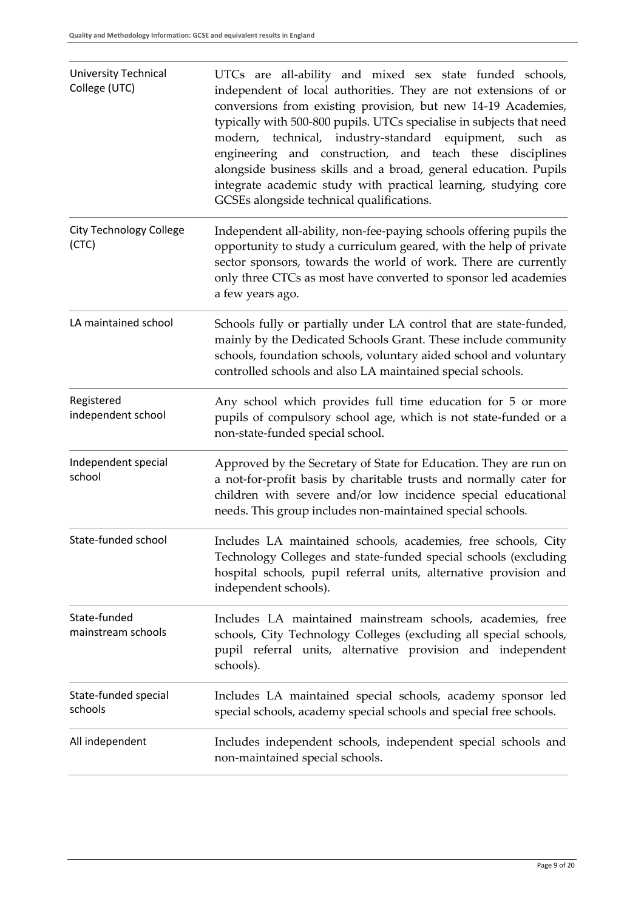| | |
|---|---|
| University Technical College (UTC) | UTCs are all-ability and mixed sex state funded schools, independent of local authorities. They are not extensions of or conversions from existing provision, but new 14-19 Academies, typically with 500-800 pupils. UTCs specialise in subjects that need modern, technical, industry-standard equipment, such as engineering and construction, and teach these disciplines alongside business skills and a broad, general education. Pupils integrate academic study with practical learning, studying core GCSEs alongside technical qualifications. |
| City Technology College (CTC) | Independent all-ability, non-fee-paying schools offering pupils the opportunity to study a curriculum geared, with the help of private sector sponsors, towards the world of work. There are currently only three CTCs as most have converted to sponsor led academies a few years ago. |
| LA maintained school | Schools fully or partially under LA control that are state-funded, mainly by the Dedicated Schools Grant. These include community schools, foundation schools, voluntary aided school and voluntary controlled schools and also LA maintained special schools. |
| Registered independent school | Any school which provides full time education for 5 or more pupils of compulsory school age, which is not state-funded or a non-state-funded special school. |
| Independent special school | Approved by the Secretary of State for Education. They are run on a not-for-profit basis by charitable trusts and normally cater for children with severe and/or low incidence special educational needs. This group includes non-maintained special schools. |
| State-funded school | Includes LA maintained schools, academies, free schools, City Technology Colleges and state-funded special schools (excluding hospital schools, pupil referral units, alternative provision and independent schools). |
| State-funded mainstream schools | Includes LA maintained mainstream schools, academies, free schools, City Technology Colleges (excluding all special schools, pupil referral units, alternative provision and independent schools). |
| State-funded special schools | Includes LA maintained special schools, academy sponsor led special schools, academy special schools and special free schools. |
| All independent | Includes independent schools, independent special schools and non-maintained special schools. |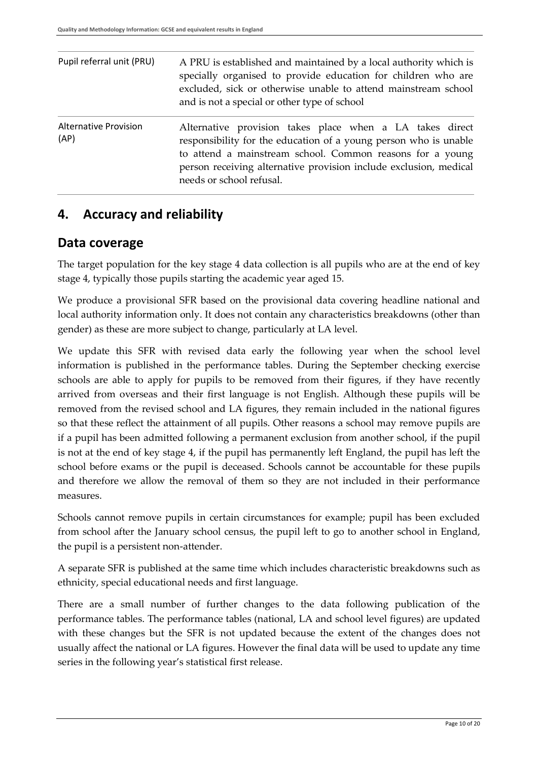| | |
|---|---|
| Pupil referral unit (PRU) | A PRU is established and maintained by a local authority which is specially organised to provide education for children who are excluded, sick or otherwise unable to attend mainstream school and is not a special or other type of school |
| Alternative Provision (AP) | Alternative provision takes place when a LA takes direct responsibility for the education of a young person who is unable to attend a mainstream school. Common reasons for a young person receiving alternative provision include exclusion, medical needs or school refusal. |

## 4. Accuracy and reliability

### Data coverage

The target population for the key stage 4 data collection is all pupils who are at the end of key stage 4, typically those pupils starting the academic year aged 15.

We produce a provisional SFR based on the provisional data covering headline national and local authority information only. It does not contain any characteristics breakdowns (other than gender) as these are more subject to change, particularly at LA level.

We update this SFR with revised data early the following year when the school level information is published in the performance tables. During the September checking exercise schools are able to apply for pupils to be removed from their figures, if they have recently arrived from overseas and their first language is not English. Although these pupils will be removed from the revised school and LA figures, they remain included in the national figures so that these reflect the attainment of all pupils. Other reasons a school may remove pupils are if a pupil has been admitted following a permanent exclusion from another school, if the pupil is not at the end of key stage 4, if the pupil has permanently left England, the pupil has left the school before exams or the pupil is deceased. Schools cannot be accountable for these pupils and therefore we allow the removal of them so they are not included in their performance measures.

Schools cannot remove pupils in certain circumstances for example; pupil has been excluded from school after the January school census, the pupil left to go to another school in England, the pupil is a persistent non-attender.

A separate SFR is published at the same time which includes characteristic breakdowns such as ethnicity, special educational needs and first language.

There are a small number of further changes to the data following publication of the performance tables. The performance tables (national, LA and school level figures) are updated with these changes but the SFR is not updated because the extent of the changes does not usually affect the national or LA figures. However the final data will be used to update any time series in the following year's statistical first release.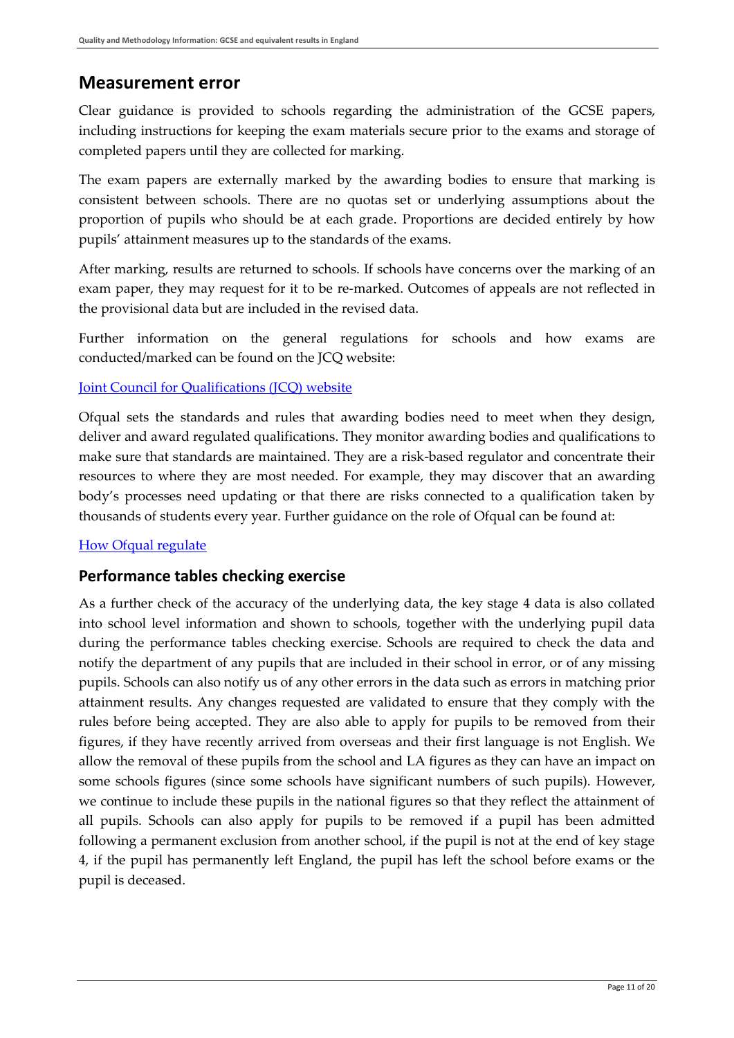## Measurement error

Clear guidance is provided to schools regarding the administration of the GCSE papers, including instructions for keeping the exam materials secure prior to the exams and storage of completed papers until they are collected for marking.

The exam papers are externally marked by the awarding bodies to ensure that marking is consistent between schools. There are no quotas set or underlying assumptions about the proportion of pupils who should be at each grade. Proportions are decided entirely by how pupils' attainment measures up to the standards of the exams.

After marking, results are returned to schools. If schools have concerns over the marking of an exam paper, they may request for it to be re-marked. Outcomes of appeals are not reflected in the provisional data but are included in the revised data.

Further information on the general regulations for schools and how exams are conducted/marked can be found on the JCQ website:

Joint Council for Qualifications (JCQ) website

Ofqual sets the standards and rules that awarding bodies need to meet when they design, deliver and award regulated qualifications. They monitor awarding bodies and qualifications to make sure that standards are maintained. They are a risk-based regulator and concentrate their resources to where they are most needed. For example, they may discover that an awarding body's processes need updating or that there are risks connected to a qualification taken by thousands of students every year. Further guidance on the role of Ofqual can be found at:

How Ofqual regulate

### Performance tables checking exercise

As a further check of the accuracy of the underlying data, the key stage 4 data is also collated into school level information and shown to schools, together with the underlying pupil data during the performance tables checking exercise. Schools are required to check the data and notify the department of any pupils that are included in their school in error, or of any missing pupils. Schools can also notify us of any other errors in the data such as errors in matching prior attainment results. Any changes requested are validated to ensure that they comply with the rules before being accepted. They are also able to apply for pupils to be removed from their figures, if they have recently arrived from overseas and their first language is not English. We allow the removal of these pupils from the school and LA figures as they can have an impact on some schools figures (since some schools have significant numbers of such pupils). However, we continue to include these pupils in the national figures so that they reflect the attainment of all pupils. Schools can also apply for pupils to be removed if a pupil has been admitted following a permanent exclusion from another school, if the pupil is not at the end of key stage 4, if the pupil has permanently left England, the pupil has left the school before exams or the pupil is deceased.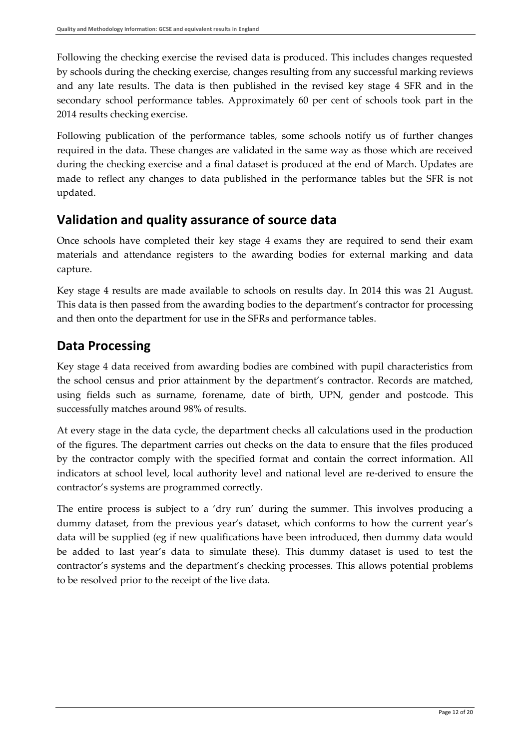Following the checking exercise the revised data is produced. This includes changes requested by schools during the checking exercise, changes resulting from any successful marking reviews and any late results. The data is then published in the revised key stage 4 SFR and in the secondary school performance tables. Approximately 60 per cent of schools took part in the 2014 results checking exercise.

Following publication of the performance tables, some schools notify us of further changes required in the data. These changes are validated in the same way as those which are received during the checking exercise and a final dataset is produced at the end of March. Updates are made to reflect any changes to data published in the performance tables but the SFR is not updated.

## Validation and quality assurance of source data

Once schools have completed their key stage 4 exams they are required to send their exam materials and attendance registers to the awarding bodies for external marking and data capture.

Key stage 4 results are made available to schools on results day. In 2014 this was 21 August. This data is then passed from the awarding bodies to the department's contractor for processing and then onto the department for use in the SFRs and performance tables.

## Data Processing

Key stage 4 data received from awarding bodies are combined with pupil characteristics from the school census and prior attainment by the department's contractor. Records are matched, using fields such as surname, forename, date of birth, UPN, gender and postcode. This successfully matches around 98% of results.

At every stage in the data cycle, the department checks all calculations used in the production of the figures. The department carries out checks on the data to ensure that the files produced by the contractor comply with the specified format and contain the correct information. All indicators at school level, local authority level and national level are re-derived to ensure the contractor's systems are programmed correctly.

The entire process is subject to a 'dry run' during the summer. This involves producing a dummy dataset, from the previous year's dataset, which conforms to how the current year's data will be supplied (eg if new qualifications have been introduced, then dummy data would be added to last year's data to simulate these). This dummy dataset is used to test the contractor's systems and the department's checking processes. This allows potential problems to be resolved prior to the receipt of the live data.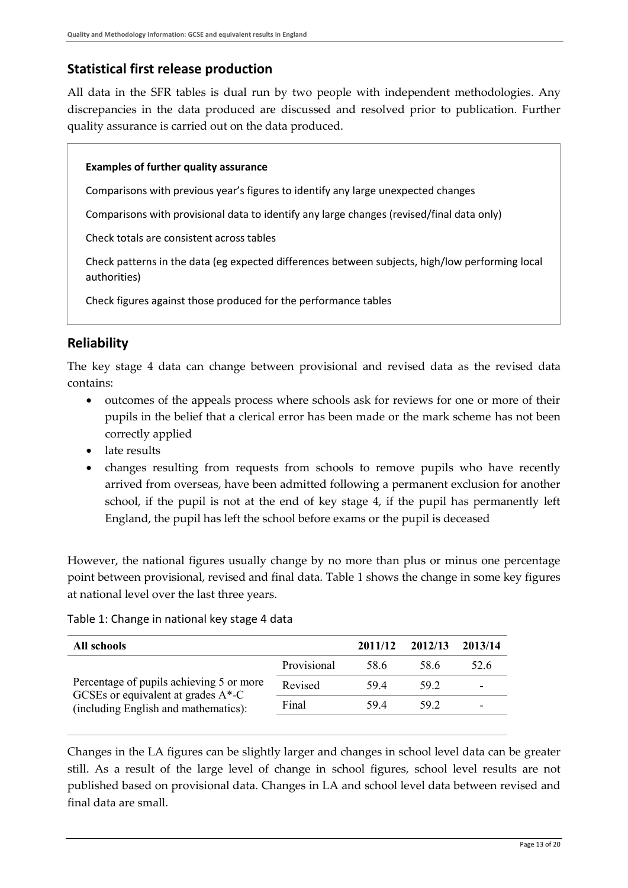## Statistical first release production

All data in the SFR tables is dual run by two people with independent methodologies. Any discrepancies in the data produced are discussed and resolved prior to publication. Further quality assurance is carried out on the data produced.

> **Examples of further quality assurance**
>
> Comparisons with previous year's figures to identify any large unexpected changes
>
> Comparisons with provisional data to identify any large changes (revised/final data only)
>
> Check totals are consistent across tables
>
> Check patterns in the data (eg expected differences between subjects, high/low performing local authorities)
>
> Check figures against those produced for the performance tables

## Reliability

The key stage 4 data can change between provisional and revised data as the revised data contains:

- outcomes of the appeals process where schools ask for reviews for one or more of their pupils in the belief that a clerical error has been made or the mark scheme has not been correctly applied
- late results
- changes resulting from requests from schools to remove pupils who have recently arrived from overseas, have been admitted following a permanent exclusion for another school, if the pupil is not at the end of key stage 4, if the pupil has permanently left England, the pupil has left the school before exams or the pupil is deceased

However, the national figures usually change by no more than plus or minus one percentage point between provisional, revised and final data. Table 1 shows the change in some key figures at national level over the last three years.

Table 1: Change in national key stage 4 data

| All schools | | 2011/12 | 2012/13 | 2013/14 |
|---|---|---|---|---|
| Percentage of pupils achieving 5 or more GCSEs or equivalent at grades A*-C (including English and mathematics): | Provisional | 58.6 | 58.6 | 52.6 |
| | Revised | 59.4 | 59.2 | - |
| | Final | 59.4 | 59.2 | - |

Changes in the LA figures can be slightly larger and changes in school level data can be greater still. As a result of the large level of change in school figures, school level results are not published based on provisional data. Changes in LA and school level data between revised and final data are small.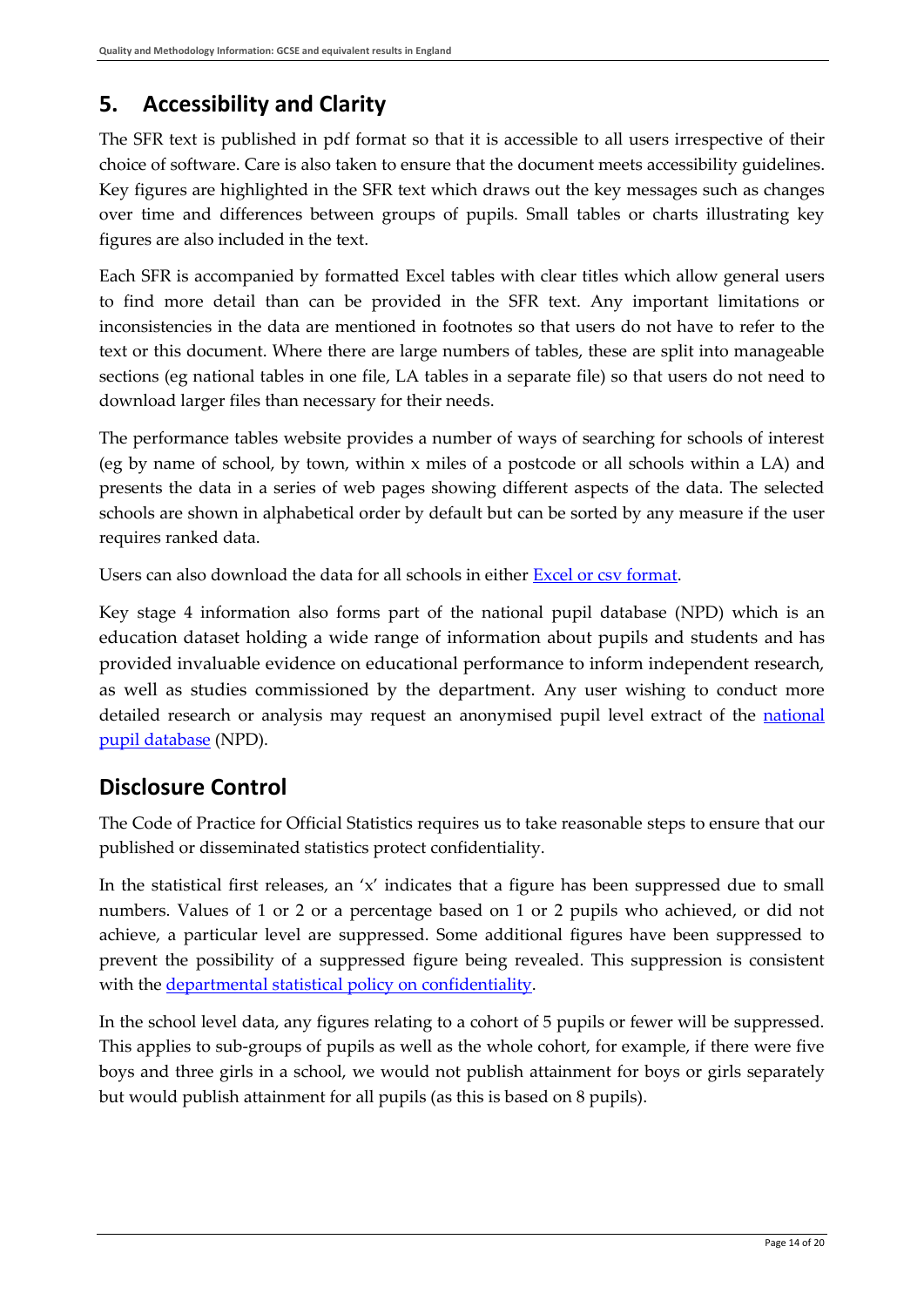## 5. Accessibility and Clarity

The SFR text is published in pdf format so that it is accessible to all users irrespective of their choice of software. Care is also taken to ensure that the document meets accessibility guidelines. Key figures are highlighted in the SFR text which draws out the key messages such as changes over time and differences between groups of pupils. Small tables or charts illustrating key figures are also included in the text.

Each SFR is accompanied by formatted Excel tables with clear titles which allow general users to find more detail than can be provided in the SFR text. Any important limitations or inconsistencies in the data are mentioned in footnotes so that users do not have to refer to the text or this document. Where there are large numbers of tables, these are split into manageable sections (eg national tables in one file, LA tables in a separate file) so that users do not need to download larger files than necessary for their needs.

The performance tables website provides a number of ways of searching for schools of interest (eg by name of school, by town, within x miles of a postcode or all schools within a LA) and presents the data in a series of web pages showing different aspects of the data. The selected schools are shown in alphabetical order by default but can be sorted by any measure if the user requires ranked data.

Users can also download the data for all schools in either Excel or csv format.

Key stage 4 information also forms part of the national pupil database (NPD) which is an education dataset holding a wide range of information about pupils and students and has provided invaluable evidence on educational performance to inform independent research, as well as studies commissioned by the department. Any user wishing to conduct more detailed research or analysis may request an anonymised pupil level extract of the national pupil database (NPD).

## Disclosure Control

The Code of Practice for Official Statistics requires us to take reasonable steps to ensure that our published or disseminated statistics protect confidentiality.

In the statistical first releases, an 'x' indicates that a figure has been suppressed due to small numbers. Values of 1 or 2 or a percentage based on 1 or 2 pupils who achieved, or did not achieve, a particular level are suppressed. Some additional figures have been suppressed to prevent the possibility of a suppressed figure being revealed. This suppression is consistent with the departmental statistical policy on confidentiality.

In the school level data, any figures relating to a cohort of 5 pupils or fewer will be suppressed. This applies to sub-groups of pupils as well as the whole cohort, for example, if there were five boys and three girls in a school, we would not publish attainment for boys or girls separately but would publish attainment for all pupils (as this is based on 8 pupils).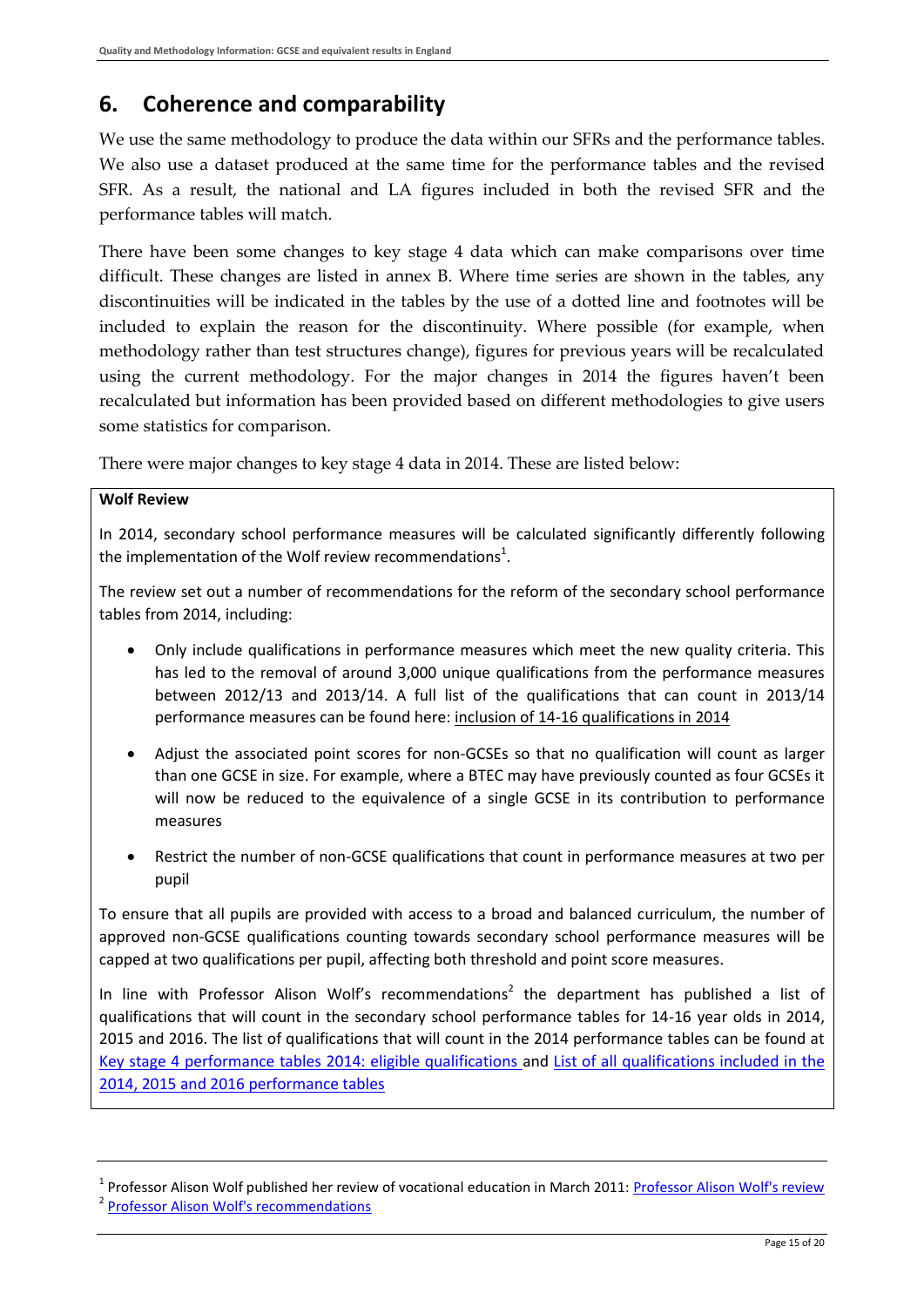## 6. Coherence and comparability

We use the same methodology to produce the data within our SFRs and the performance tables. We also use a dataset produced at the same time for the performance tables and the revised SFR. As a result, the national and LA figures included in both the revised SFR and the performance tables will match.

There have been some changes to key stage 4 data which can make comparisons over time difficult. These changes are listed in annex B. Where time series are shown in the tables, any discontinuities will be indicated in the tables by the use of a dotted line and footnotes will be included to explain the reason for the discontinuity. Where possible (for example, when methodology rather than test structures change), figures for previous years will be recalculated using the current methodology. For the major changes in 2014 the figures haven't been recalculated but information has been provided based on different methodologies to give users some statistics for comparison.

There were major changes to key stage 4 data in 2014. These are listed below:

**Wolf Review**

In 2014, secondary school performance measures will be calculated significantly differently following the implementation of the Wolf review recommendations[1].

The review set out a number of recommendations for the reform of the secondary school performance tables from 2014, including:

- Only include qualifications in performance measures which meet the new quality criteria. This has led to the removal of around 3,000 unique qualifications from the performance measures between 2012/13 and 2013/14. A full list of the qualifications that can count in 2013/14 performance measures can be found here: inclusion of 14-16 qualifications in 2014
- Adjust the associated point scores for non-GCSEs so that no qualification will count as larger than one GCSE in size. For example, where a BTEC may have previously counted as four GCSEs it will now be reduced to the equivalence of a single GCSE in its contribution to performance measures
- Restrict the number of non-GCSE qualifications that count in performance measures at two per pupil

To ensure that all pupils are provided with access to a broad and balanced curriculum, the number of approved non-GCSE qualifications counting towards secondary school performance measures will be capped at two qualifications per pupil, affecting both threshold and point score measures.

In line with Professor Alison Wolf's recommendations[2] the department has published a list of qualifications that will count in the secondary school performance tables for 14-16 year olds in 2014, 2015 and 2016. The list of qualifications that will count in the 2014 performance tables can be found at Key stage 4 performance tables 2014: eligible qualifications and List of all qualifications included in the 2014, 2015 and 2016 performance tables

---

[1] Professor Alison Wolf published her review of vocational education in March 2011: Professor Alison Wolf's review

[2] Professor Alison Wolf's recommendations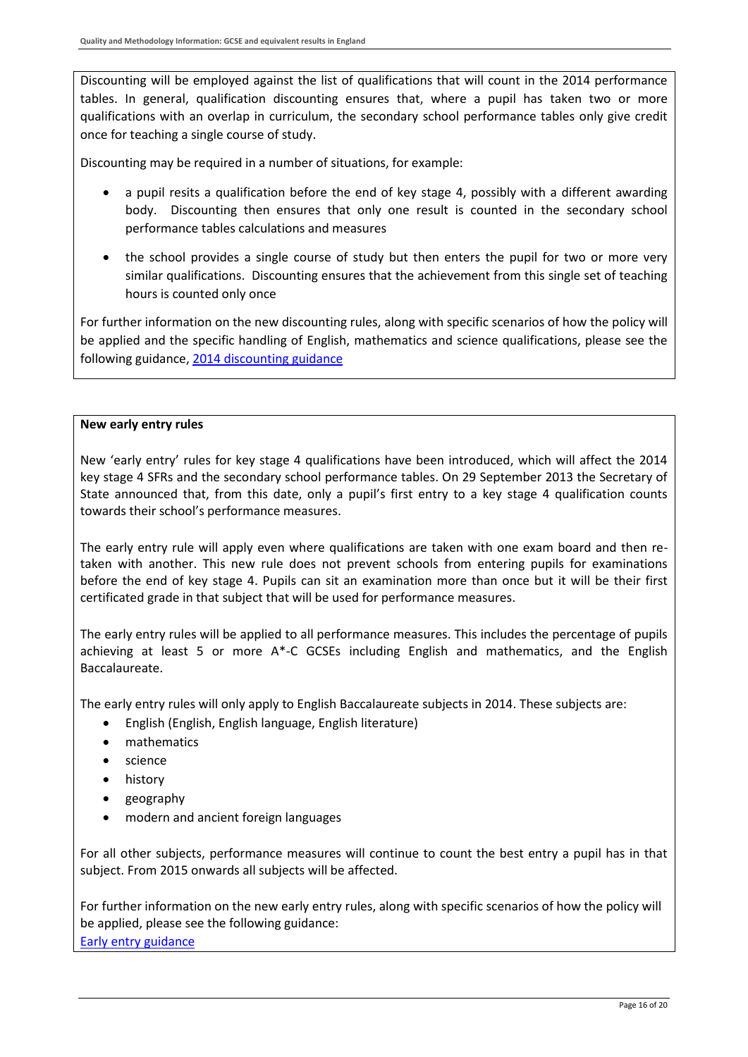Discounting will be employed against the list of qualifications that will count in the 2014 performance tables. In general, qualification discounting ensures that, where a pupil has taken two or more qualifications with an overlap in curriculum, the secondary school performance tables only give credit once for teaching a single course of study.

Discounting may be required in a number of situations, for example:

- a pupil resits a qualification before the end of key stage 4, possibly with a different awarding body. Discounting then ensures that only one result is counted in the secondary school performance tables calculations and measures
- the school provides a single course of study but then enters the pupil for two or more very similar qualifications. Discounting ensures that the achievement from this single set of teaching hours is counted only once

For further information on the new discounting rules, along with specific scenarios of how the policy will be applied and the specific handling of English, mathematics and science qualifications, please see the following guidance, [2014 discounting guidance]

**New early entry rules**

New 'early entry' rules for key stage 4 qualifications have been introduced, which will affect the 2014 key stage 4 SFRs and the secondary school performance tables. On 29 September 2013 the Secretary of State announced that, from this date, only a pupil's first entry to a key stage 4 qualification counts towards their school's performance measures.

The early entry rule will apply even where qualifications are taken with one exam board and then re-taken with another. This new rule does not prevent schools from entering pupils for examinations before the end of key stage 4. Pupils can sit an examination more than once but it will be their first certificated grade in that subject that will be used for performance measures.

The early entry rules will be applied to all performance measures. This includes the percentage of pupils achieving at least 5 or more A*-C GCSEs including English and mathematics, and the English Baccalaureate.

The early entry rules will only apply to English Baccalaureate subjects in 2014. These subjects are:

- English (English, English language, English literature)
- mathematics
- science
- history
- geography
- modern and ancient foreign languages

For all other subjects, performance measures will continue to count the best entry a pupil has in that subject. From 2015 onwards all subjects will be affected.

For further information on the new early entry rules, along with specific scenarios of how the policy will be applied, please see the following guidance:
[Early entry guidance]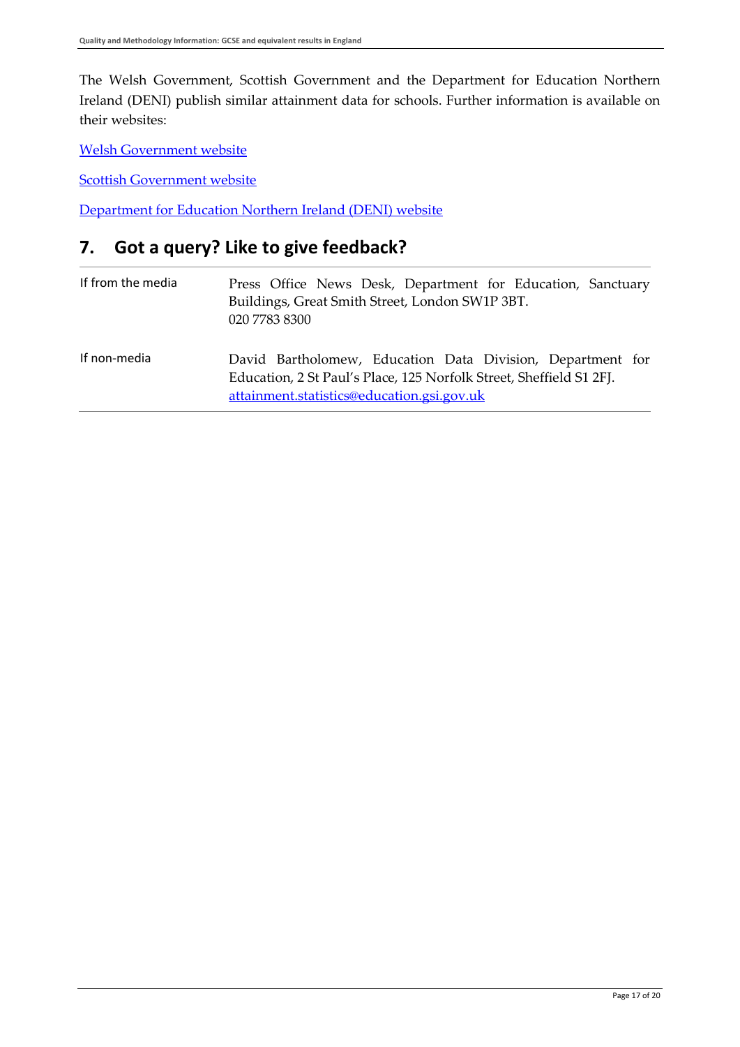The Welsh Government, Scottish Government and the Department for Education Northern Ireland (DENI) publish similar attainment data for schools. Further information is available on their websites:

Welsh Government website

Scottish Government website

Department for Education Northern Ireland (DENI) website

## 7. Got a query? Like to give feedback?

| | |
|---|---|
| If from the media | Press Office News Desk, Department for Education, Sanctuary Buildings, Great Smith Street, London SW1P 3BT. 020 7783 8300 |
| If non-media | David Bartholomew, Education Data Division, Department for Education, 2 St Paul's Place, 125 Norfolk Street, Sheffield S1 2FJ. attainment.statistics@education.gsi.gov.uk |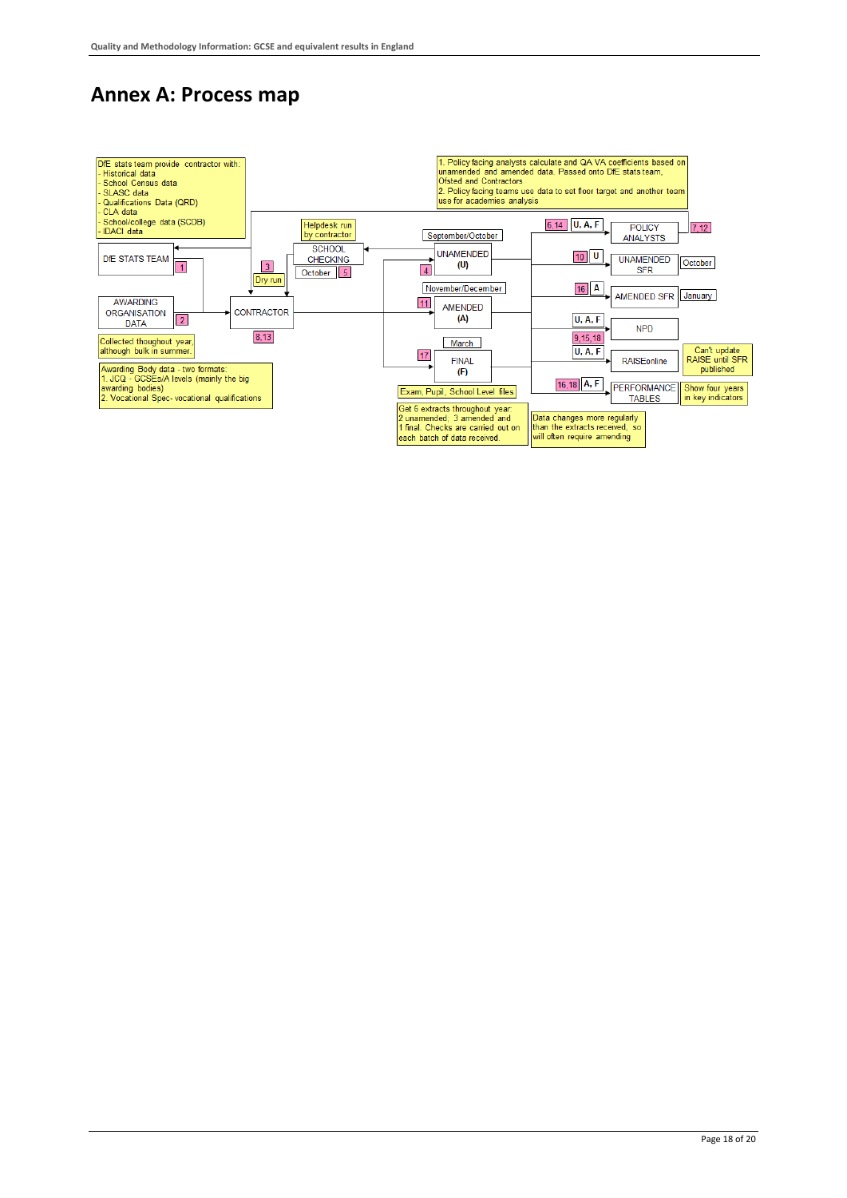# Annex A: Process map

DfE stats team provide contractor with:
- Historical data
- School Census data
- SLASC data
- Qualifications Data (QRD)
- CLA data
- School/college data (SCDB)
- IDACI data

DfE STATS TEAM 1

AWARDING ORGANISATION DATA 2

Collected thoughout year, although bulk in summer.

Awarding Body data - two formats:
1. JCQ - GCSEs/A levels (mainly the big awarding bodies)
2. Vocational Spec- vocational qualifications

3 Dry run

CONTRACTOR 8,13

Helpdesk run by contractor

SCHOOL CHECKING

October 5

September/October

4 UNAMENDED (U)

November/December

11 AMENDED (A)

March

17 FINAL (F)

Exam, Pupil, School Level files

Get 6 extracts throughout year: 2 unamended; 3 amended and 1 final. Checks are carried out on each batch of data received.

Data changes more regularly than the extracts received, so will often require amending

1. Policy facing analysts calculate and QA VA coefficients based on unamended and amended data. Passed onto DfE stats team, Ofsted and Contractors
2. Policy facing teams use data to set floor target and another team use for academies analysis

6,14 U, A, F POLICY ANALYSTS 7,12

10 U UNAMENDED SFR October

16 A AMENDED SFR January

U, A, F NPD 9,15,18

U, A, F RAISEonline — Can't update RAISE until SFR published

16,18 A, F PERFORMANCE TABLES — Show four years in key indicators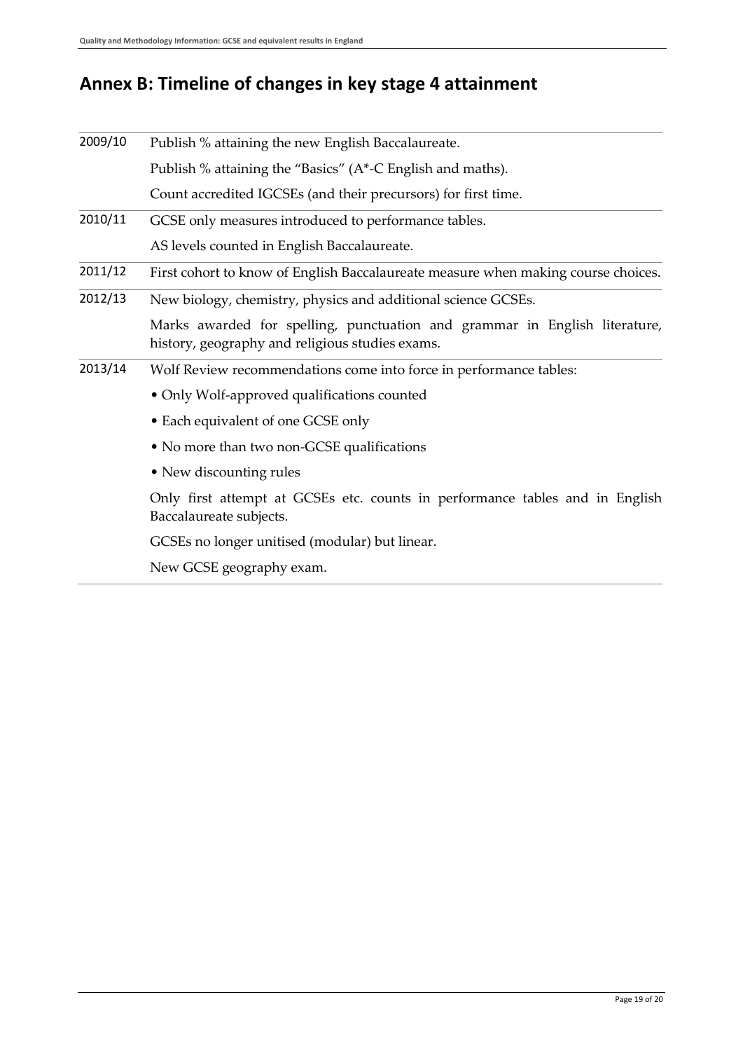## Annex B: Timeline of changes in key stage 4 attainment

| | |
|---|---|
| 2009/10 | Publish % attaining the new English Baccalaureate. |
| | Publish % attaining the "Basics" (A*-C English and maths). |
| | Count accredited IGCSEs (and their precursors) for first time. |
| 2010/11 | GCSE only measures introduced to performance tables. |
| | AS levels counted in English Baccalaureate. |
| 2011/12 | First cohort to know of English Baccalaureate measure when making course choices. |
| 2012/13 | New biology, chemistry, physics and additional science GCSEs. |
| | Marks awarded for spelling, punctuation and grammar in English literature, history, geography and religious studies exams. |
| 2013/14 | Wolf Review recommendations come into force in performance tables: |
| | • Only Wolf-approved qualifications counted |
| | • Each equivalent of one GCSE only |
| | • No more than two non-GCSE qualifications |
| | • New discounting rules |
| | Only first attempt at GCSEs etc. counts in performance tables and in English Baccalaureate subjects. |
| | GCSEs no longer unitised (modular) but linear. |
| | New GCSE geography exam. |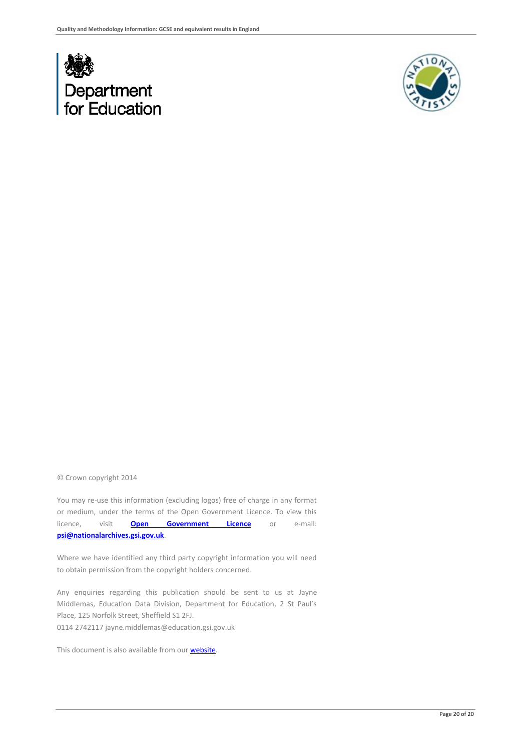Department for Education

© Crown copyright 2014

You may re-use this information (excluding logos) free of charge in any format or medium, under the terms of the Open Government Licence. To view this licence, visit **Open Government Licence** or e-mail: **psi@nationalarchives.gsi.gov.uk**.

Where we have identified any third party copyright information you will need to obtain permission from the copyright holders concerned.

Any enquiries regarding this publication should be sent to us at Jayne Middlemas, Education Data Division, Department for Education, 2 St Paul's Place, 125 Norfolk Street, Sheffield S1 2FJ.
0114 2742117 jayne.middlemas@education.gsi.gov.uk

This document is also available from our website.